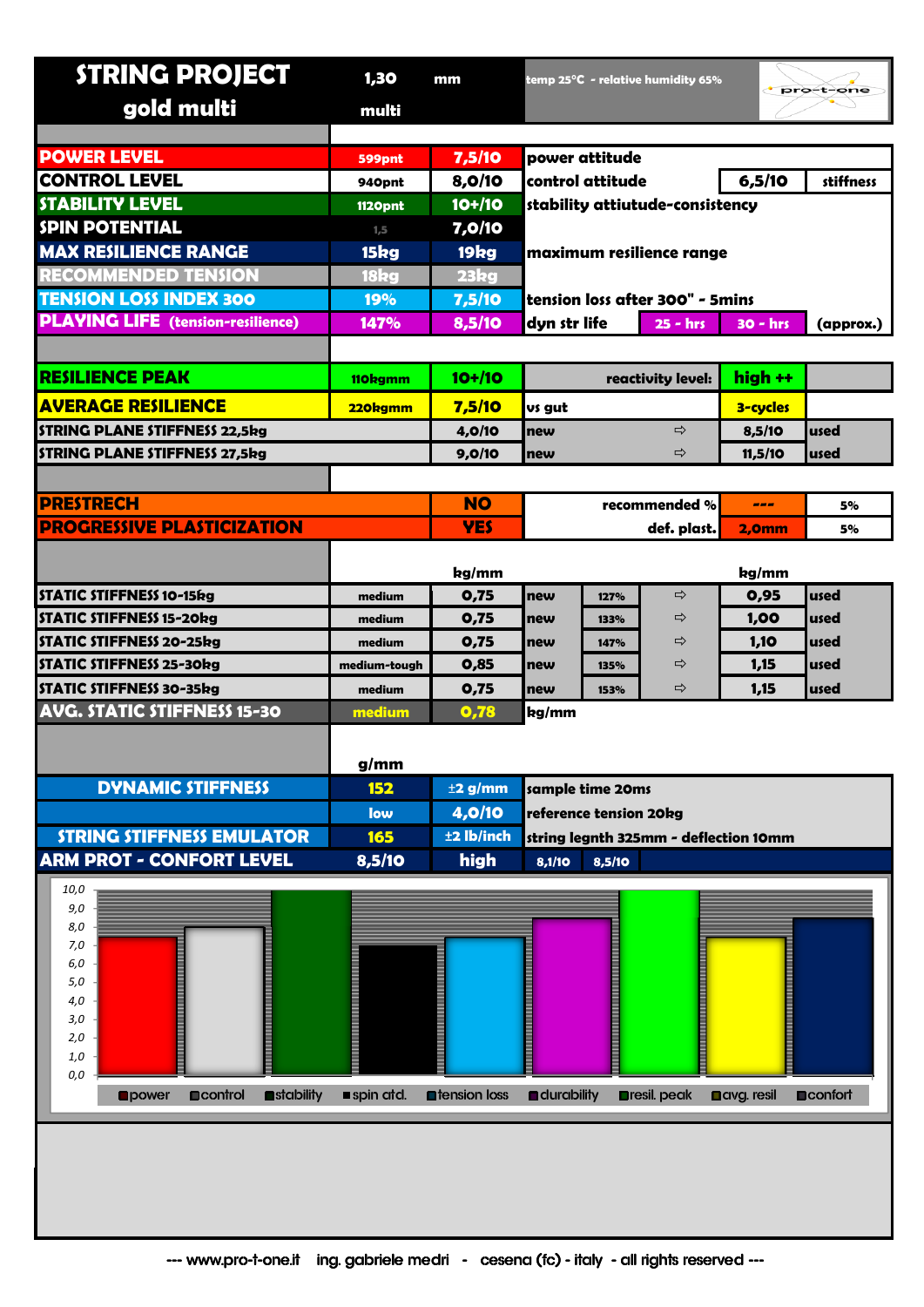# STRING PROJECT

**gold multi** — 1,30 mm — multi

temp 25°C - relative humidity 65%

pro-t-one

| | | | | | | |
|---|---|---|---|---|---|---|
| **POWER LEVEL** | 599pnt | 7,5/10 | power attitude | | | |
| **CONTROL LEVEL** | 940pnt | 8,0/10 | control attitude | | 6,5/10 | stiffness |
| **STABILITY LEVEL** | 1120pnt | 10+/10 | stability attiutude-consistency | | | |
| **SPIN POTENTIAL** | 1,5 | 7,0/10 | | | | |
| **MAX RESILIENCE RANGE** | 15kg | 19kg | maximum resilience range | | | |
| **RECOMMENDED TENSION** | 18kg | 23kg | | | | |
| **TENSION LOSS INDEX 300** | 19% | 7,5/10 | tension loss after 300" - 5mins | | | |
| **PLAYING LIFE (tension-resilience)** | 147% | 8,5/10 | dyn str life | 25 - hrs | 30 - hrs | (approx.) |

| | | | | | | |
|---|---|---|---|---|---|---|
| **RESILIENCE PEAK** | 110kgmm | 10+/10 | | reactivity level: | high ++ | |
| **AVERAGE RESILIENCE** | 220kgmm | 7,5/10 | vs gut | | 3-cycles | |
| **STRING PLANE STIFFNESS 22,5kg** | | 4,0/10 | new | ⇨ | 8,5/10 | used |
| **STRING PLANE STIFFNESS 27,5kg** | | 9,0/10 | new | ⇨ | 11,5/10 | used |

| | | | | |
|---|---|---|---|---|
| **PRESTRECH** | NO | recommended % | --- | 5% |
| **PROGRESSIVE PLASTICIZATION** | YES | def. plast. | 2,0mm | 5% |

| | | kg/mm | | | | kg/mm | |
|---|---|---|---|---|---|---|---|
| **STATIC STIFFNESS 10-15kg** | medium | 0,75 | new | 127% | ⇨ | 0,95 | used |
| **STATIC STIFFNESS 15-20kg** | medium | 0,75 | new | 133% | ⇨ | 1,00 | used |
| **STATIC STIFFNESS 20-25kg** | medium | 0,75 | new | 147% | ⇨ | 1,10 | used |
| **STATIC STIFFNESS 25-30kg** | medium-tough | 0,85 | new | 135% | ⇨ | 1,15 | used |
| **STATIC STIFFNESS 30-35kg** | medium | 0,75 | new | 153% | ⇨ | 1,15 | used |
| **AVG. STATIC STIFFNESS 15-30** | medium | 0,78 | kg/mm | | | | |

| | g/mm | | | | |
|---|---|---|---|---|---|
| **DYNAMIC STIFFNESS** | 152 | ±2 g/mm | sample time 20ms | | |
| | low | 4,0/10 | reference tension 20kg | | |
| **STRING STIFFNESS EMULATOR** | 165 | ±2 lb/inch | string legnth 325mm - deflection 10mm | | |
| **ARM PROT - CONFORT LEVEL** | 8,5/10 | high | 8,1/10 | 8,5/10 | |

| power | control | stability | spin atd. | tension loss | durability | resil. peak | avg. resil | confort |
|---|---|---|---|---|---|---|---|---|
| 7,5 | 8,0 | 10,0 | 7,0 | 7,5 | 8,5 | 10,0 | 7,5 | 8,5 |

--- www.pro-t-one.it ing. gabriele medri - cesena (fc) - italy - all rights reserved ---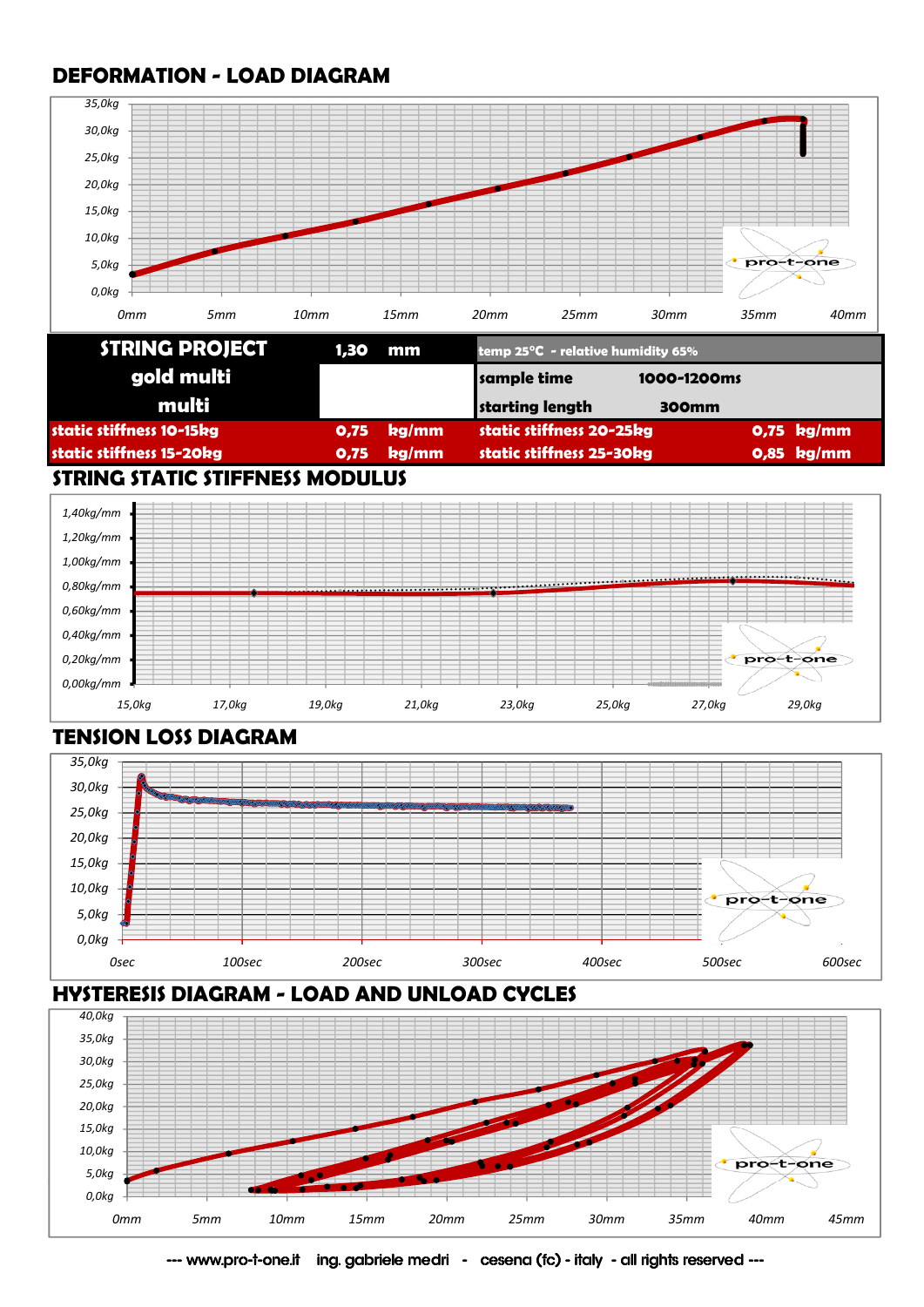## DEFORMATION - LOAD DIAGRAM

35,0kg
30,0kg
25,0kg
20,0kg
15,0kg
10,0kg
5,0kg
0,0kg

0mm 5mm 10mm 15mm 20mm 25mm 30mm 35mm 40mm

pro-t-one

| | | | | | |
|---|---|---|---|---|---|
| **STRING PROJECT** | **1,30** | **mm** | **temp 25°C - relative humidity 65%** | | |
| **gold multi** | | | **sample time** | **1000-1200ms** | |
| **multi** | | | **starting length** | **300mm** | |
| **static stiffness 10-15kg** | **0,75** | **kg/mm** | **static stiffness 20-25kg** | **0,75** | **kg/mm** |
| **static stiffness 15-20kg** | **0,75** | **kg/mm** | **static stiffness 25-30kg** | **0,85** | **kg/mm** |

## STRING STATIC STIFFNESS MODULUS

1,40kg/mm
1,20kg/mm
1,00kg/mm
0,80kg/mm
0,60kg/mm
0,40kg/mm
0,20kg/mm
0,00kg/mm

15,0kg 17,0kg 19,0kg 21,0kg 23,0kg 25,0kg 27,0kg 29,0kg

pro-t-one

## TENSION LOSS DIAGRAM

35,0kg
30,0kg
25,0kg
20,0kg
15,0kg
10,0kg
5,0kg
0,0kg

0sec 100sec 200sec 300sec 400sec 500sec 600sec

pro-t-one

## HYSTERESIS DIAGRAM - LOAD AND UNLOAD CYCLES

40,0kg
35,0kg
30,0kg
25,0kg
20,0kg
15,0kg
10,0kg
5,0kg
0,0kg

0mm 5mm 10mm 15mm 20mm 25mm 30mm 35mm 40mm 45mm

pro-t-one

--- www.pro-t-one.it ing. gabriele medri - cesena (fc) - italy - all rights reserved ---